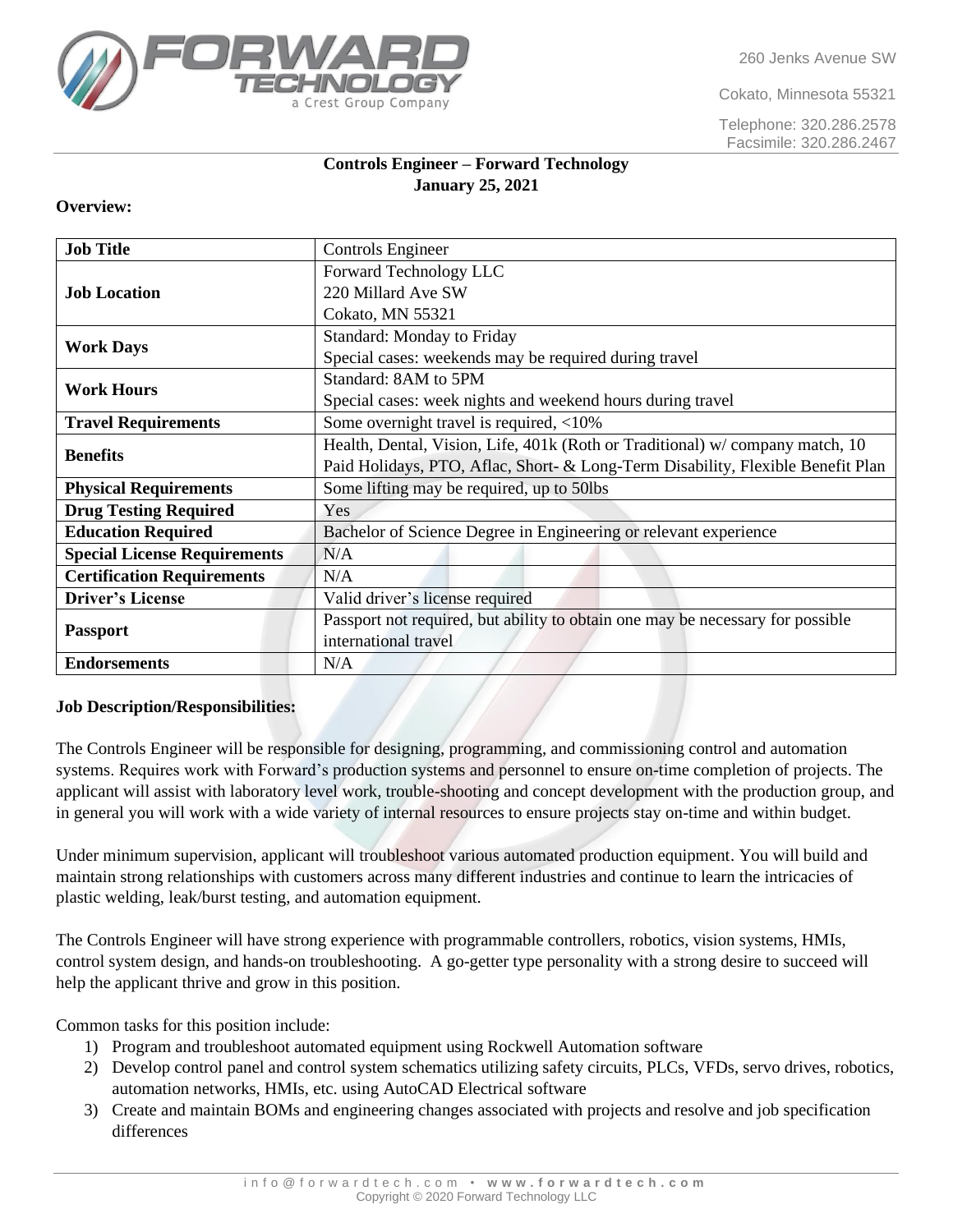260 Jenks Avenue SW

Cokato, Minnesota 55321

Telephone: 320.286.2578
Facsimile: 320.286.2467

**Controls Engineer – Forward Technology**
**January 25, 2021**

**Overview:**

| **Job Title** | Controls Engineer |
|---|---|
| **Job Location** | Forward Technology LLC<br>220 Millard Ave SW<br>Cokato, MN 55321 |
| **Work Days** | Standard: Monday to Friday<br>Special cases: weekends may be required during travel |
| **Work Hours** | Standard: 8AM to 5PM<br>Special cases: week nights and weekend hours during travel |
| **Travel Requirements** | Some overnight travel is required, <10% |
| **Benefits** | Health, Dental, Vision, Life, 401k (Roth or Traditional) w/ company match, 10 Paid Holidays, PTO, Aflac, Short- & Long-Term Disability, Flexible Benefit Plan |
| **Physical Requirements** | Some lifting may be required, up to 50lbs |
| **Drug Testing Required** | Yes |
| **Education Required** | Bachelor of Science Degree in Engineering or relevant experience |
| **Special License Requirements** | N/A |
| **Certification Requirements** | N/A |
| **Driver's License** | Valid driver's license required |
| **Passport** | Passport not required, but ability to obtain one may be necessary for possible international travel |
| **Endorsements** | N/A |

**Job Description/Responsibilities:**

The Controls Engineer will be responsible for designing, programming, and commissioning control and automation systems. Requires work with Forward's production systems and personnel to ensure on-time completion of projects. The applicant will assist with laboratory level work, trouble-shooting and concept development with the production group, and in general you will work with a wide variety of internal resources to ensure projects stay on-time and within budget.

Under minimum supervision, applicant will troubleshoot various automated production equipment. You will build and maintain strong relationships with customers across many different industries and continue to learn the intricacies of plastic welding, leak/burst testing, and automation equipment.

The Controls Engineer will have strong experience with programmable controllers, robotics, vision systems, HMIs, control system design, and hands-on troubleshooting. A go-getter type personality with a strong desire to succeed will help the applicant thrive and grow in this position.

Common tasks for this position include:

1) Program and troubleshoot automated equipment using Rockwell Automation software
2) Develop control panel and control system schematics utilizing safety circuits, PLCs, VFDs, servo drives, robotics, automation networks, HMIs, etc. using AutoCAD Electrical software
3) Create and maintain BOMs and engineering changes associated with projects and resolve and job specification differences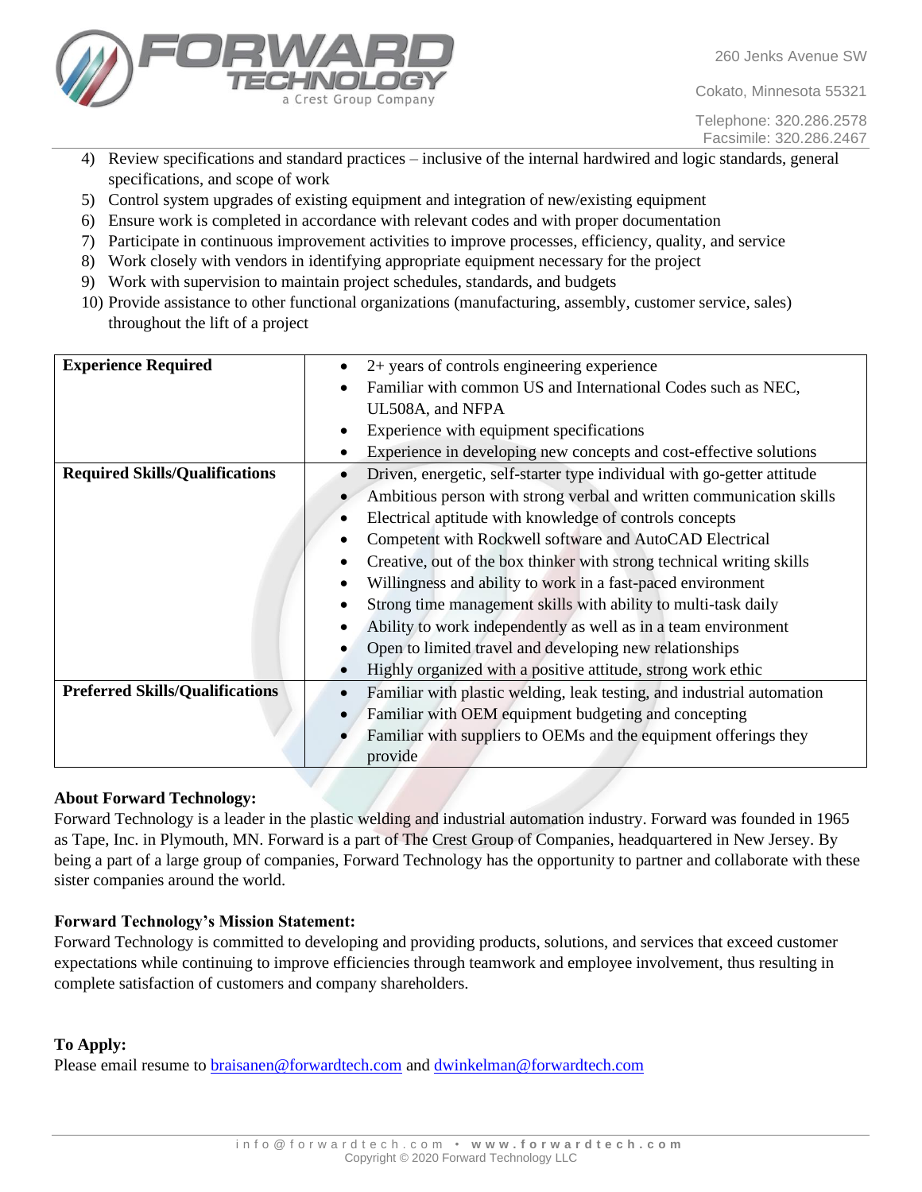4) Review specifications and standard practices – inclusive of the internal hardwired and logic standards, general specifications, and scope of work
5) Control system upgrades of existing equipment and integration of new/existing equipment
6) Ensure work is completed in accordance with relevant codes and with proper documentation
7) Participate in continuous improvement activities to improve processes, efficiency, quality, and service
8) Work closely with vendors in identifying appropriate equipment necessary for the project
9) Work with supervision to maintain project schedules, standards, and budgets
10) Provide assistance to other functional organizations (manufacturing, assembly, customer service, sales) throughout the lift of a project

| | |
|---|---|
| **Experience Required** | • 2+ years of controls engineering experience<br>• Familiar with common US and International Codes such as NEC, UL508A, and NFPA<br>• Experience with equipment specifications<br>• Experience in developing new concepts and cost-effective solutions |
| **Required Skills/Qualifications** | • Driven, energetic, self-starter type individual with go-getter attitude<br>• Ambitious person with strong verbal and written communication skills<br>• Electrical aptitude with knowledge of controls concepts<br>• Competent with Rockwell software and AutoCAD Electrical<br>• Creative, out of the box thinker with strong technical writing skills<br>• Willingness and ability to work in a fast-paced environment<br>• Strong time management skills with ability to multi-task daily<br>• Ability to work independently as well as in a team environment<br>• Open to limited travel and developing new relationships<br>• Highly organized with a positive attitude, strong work ethic |
| **Preferred Skills/Qualifications** | • Familiar with plastic welding, leak testing, and industrial automation<br>• Familiar with OEM equipment budgeting and concepting<br>• Familiar with suppliers to OEMs and the equipment offerings they provide |

**About Forward Technology:**

Forward Technology is a leader in the plastic welding and industrial automation industry. Forward was founded in 1965 as Tape, Inc. in Plymouth, MN. Forward is a part of The Crest Group of Companies, headquartered in New Jersey. By being a part of a large group of companies, Forward Technology has the opportunity to partner and collaborate with these sister companies around the world.

**Forward Technology's Mission Statement:**

Forward Technology is committed to developing and providing products, solutions, and services that exceed customer expectations while continuing to improve efficiencies through teamwork and employee involvement, thus resulting in complete satisfaction of customers and company shareholders.

**To Apply:**

Please email resume to braisanen@forwardtech.com and dwinkelman@forwardtech.com